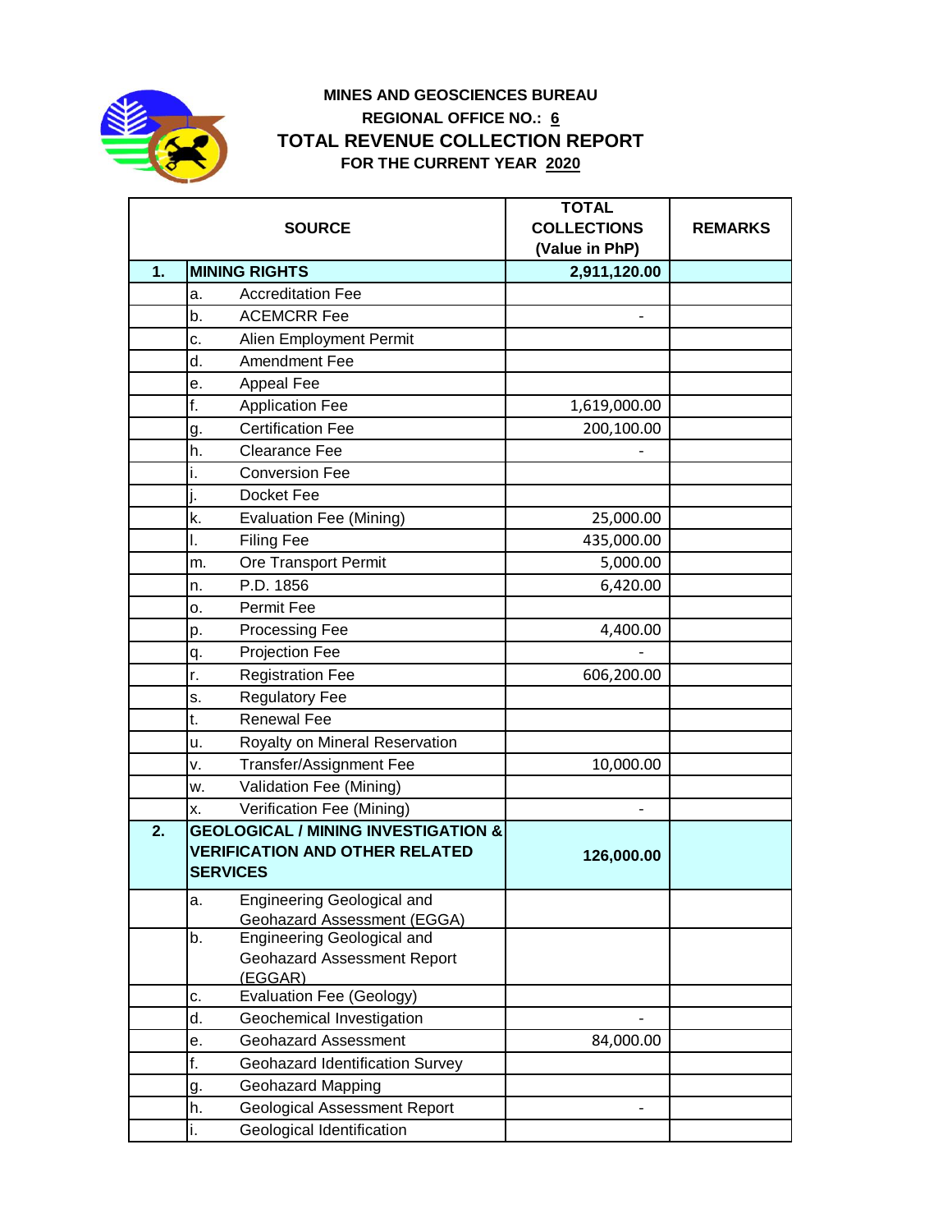**MINES AND GEOSCIENCES BUREAU**

**REGIONAL OFFICE NO.: 6**

# TOTAL REVENUE COLLECTION REPORT

**FOR THE CURRENT YEAR 2020**

| | SOURCE | | TOTAL COLLECTIONS (Value in PhP) | REMARKS |
|---|---|---|---|---|
| **1.** | **MINING RIGHTS** | | **2,911,120.00** | |
| | a. | Accreditation Fee | | |
| | b. | ACEMCRR Fee | - | |
| | c. | Alien Employment Permit | | |
| | d. | Amendment Fee | | |
| | e. | Appeal Fee | | |
| | f. | Application Fee | 1,619,000.00 | |
| | g. | Certification Fee | 200,100.00 | |
| | h. | Clearance Fee | - | |
| | i. | Conversion Fee | | |
| | j. | Docket Fee | | |
| | k. | Evaluation Fee (Mining) | 25,000.00 | |
| | l. | Filing Fee | 435,000.00 | |
| | m. | Ore Transport Permit | 5,000.00 | |
| | n. | P.D. 1856 | 6,420.00 | |
| | o. | Permit Fee | | |
| | p. | Processing Fee | 4,400.00 | |
| | q. | Projection Fee | - | |
| | r. | Registration Fee | 606,200.00 | |
| | s. | Regulatory Fee | | |
| | t. | Renewal Fee | | |
| | u. | Royalty on Mineral Reservation | | |
| | v. | Transfer/Assignment Fee | 10,000.00 | |
| | w. | Validation Fee (Mining) | | |
| | x. | Verification Fee (Mining) | - | |
| **2.** | **GEOLOGICAL / MINING INVESTIGATION & VERIFICATION AND OTHER RELATED SERVICES** | | **126,000.00** | |
| | a. | Engineering Geological and Geohazard Assessment (EGGA) | | |
| | b. | Engineering Geological and Geohazard Assessment Report (EGGAR) | | |
| | c. | Evaluation Fee (Geology) | | |
| | d. | Geochemical Investigation | - | |
| | e. | Geohazard Assessment | 84,000.00 | |
| | f. | Geohazard Identification Survey | | |
| | g. | Geohazard Mapping | | |
| | h. | Geological Assessment Report | - | |
| | i. | Geological Identification | | |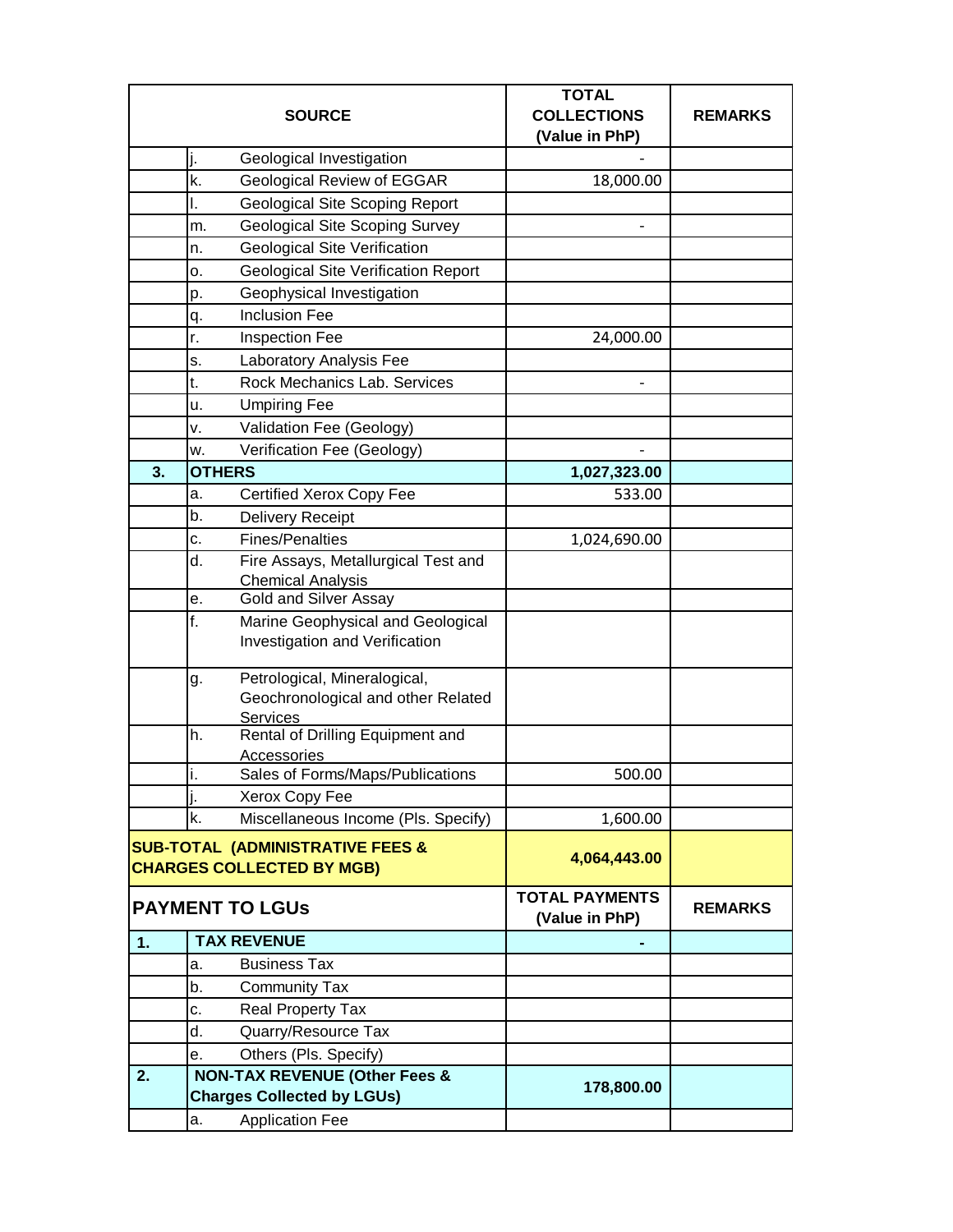| SOURCE | | | TOTAL COLLECTIONS (Value in PhP) | REMARKS |
|---|---|---|---|---|
| | j. | Geological Investigation | - | |
| | k. | Geological Review of EGGAR | 18,000.00 | |
| | l. | Geological Site Scoping Report | | |
| | m. | Geological Site Scoping Survey | - | |
| | n. | Geological Site Verification | | |
| | o. | Geological Site Verification Report | | |
| | p. | Geophysical Investigation | | |
| | q. | Inclusion Fee | | |
| | r. | Inspection Fee | 24,000.00 | |
| | s. | Laboratory Analysis Fee | | |
| | t. | Rock Mechanics Lab. Services | - | |
| | u. | Umpiring Fee | | |
| | v. | Validation Fee (Geology) | | |
| | w. | Verification Fee (Geology) | - | |
| **3.** | **OTHERS** | | **1,027,323.00** | |
| | a. | Certified Xerox Copy Fee | 533.00 | |
| | b. | Delivery Receipt | | |
| | c. | Fines/Penalties | 1,024,690.00 | |
| | d. | Fire Assays, Metallurgical Test and Chemical Analysis | | |
| | e. | Gold and Silver Assay | | |
| | f. | Marine Geophysical and Geological Investigation and Verification | | |
| | g. | Petrological, Mineralogical, Geochronological and other Related Services | | |
| | h. | Rental of Drilling Equipment and Accessories | | |
| | i. | Sales of Forms/Maps/Publications | 500.00 | |
| | j. | Xerox Copy Fee | | |
| | k. | Miscellaneous Income (Pls. Specify) | 1,600.00 | |
| **SUB-TOTAL (ADMINISTRATIVE FEES & CHARGES COLLECTED BY MGB)** | | | **4,064,443.00** | |
| **PAYMENT TO LGUs** | | | **TOTAL PAYMENTS (Value in PhP)** | **REMARKS** |
| **1.** | **TAX REVENUE** | | **-** | |
| | a. | Business Tax | | |
| | b. | Community Tax | | |
| | c. | Real Property Tax | | |
| | d. | Quarry/Resource Tax | | |
| | e. | Others (Pls. Specify) | | |
| **2.** | **NON-TAX REVENUE (Other Fees & Charges Collected by LGUs)** | | **178,800.00** | |
| | a. | Application Fee | | |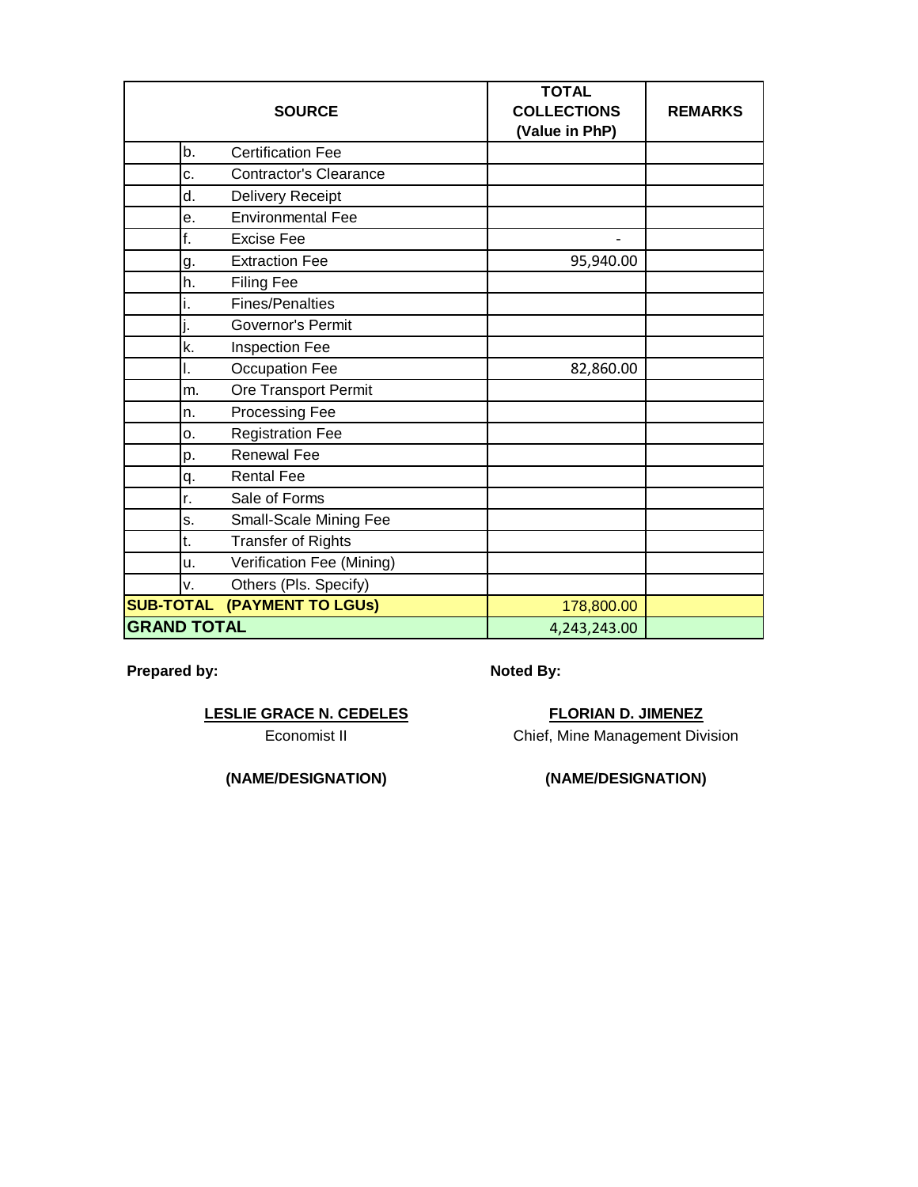| SOURCE | | | TOTAL COLLECTIONS (Value in PhP) | REMARKS |
|---|---|---|---|---|
| | b. | Certification Fee | | |
| | c. | Contractor's Clearance | | |
| | d. | Delivery Receipt | | |
| | e. | Environmental Fee | | |
| | f. | Excise Fee | - | |
| | g. | Extraction Fee | 95,940.00 | |
| | h. | Filing Fee | | |
| | i. | Fines/Penalties | | |
| | j. | Governor's Permit | | |
| | k. | Inspection Fee | | |
| | l. | Occupation Fee | 82,860.00 | |
| | m. | Ore Transport Permit | | |
| | n. | Processing Fee | | |
| | o. | Registration Fee | | |
| | p. | Renewal Fee | | |
| | q. | Rental Fee | | |
| | r. | Sale of Forms | | |
| | s. | Small-Scale Mining Fee | | |
| | t. | Transfer of Rights | | |
| | u. | Verification Fee (Mining) | | |
| | v. | Others (Pls. Specify) | | |
| **SUB-TOTAL (PAYMENT TO LGUs)** | | | 178,800.00 | |
| **GRAND TOTAL** | | | 4,243,243.00 | |

**Prepared by:**

**LESLIE GRACE N. CEDELES**
Economist II

**(NAME/DESIGNATION)**

**Noted By:**

**FLORIAN D. JIMENEZ**
Chief, Mine Management Division

**(NAME/DESIGNATION)**